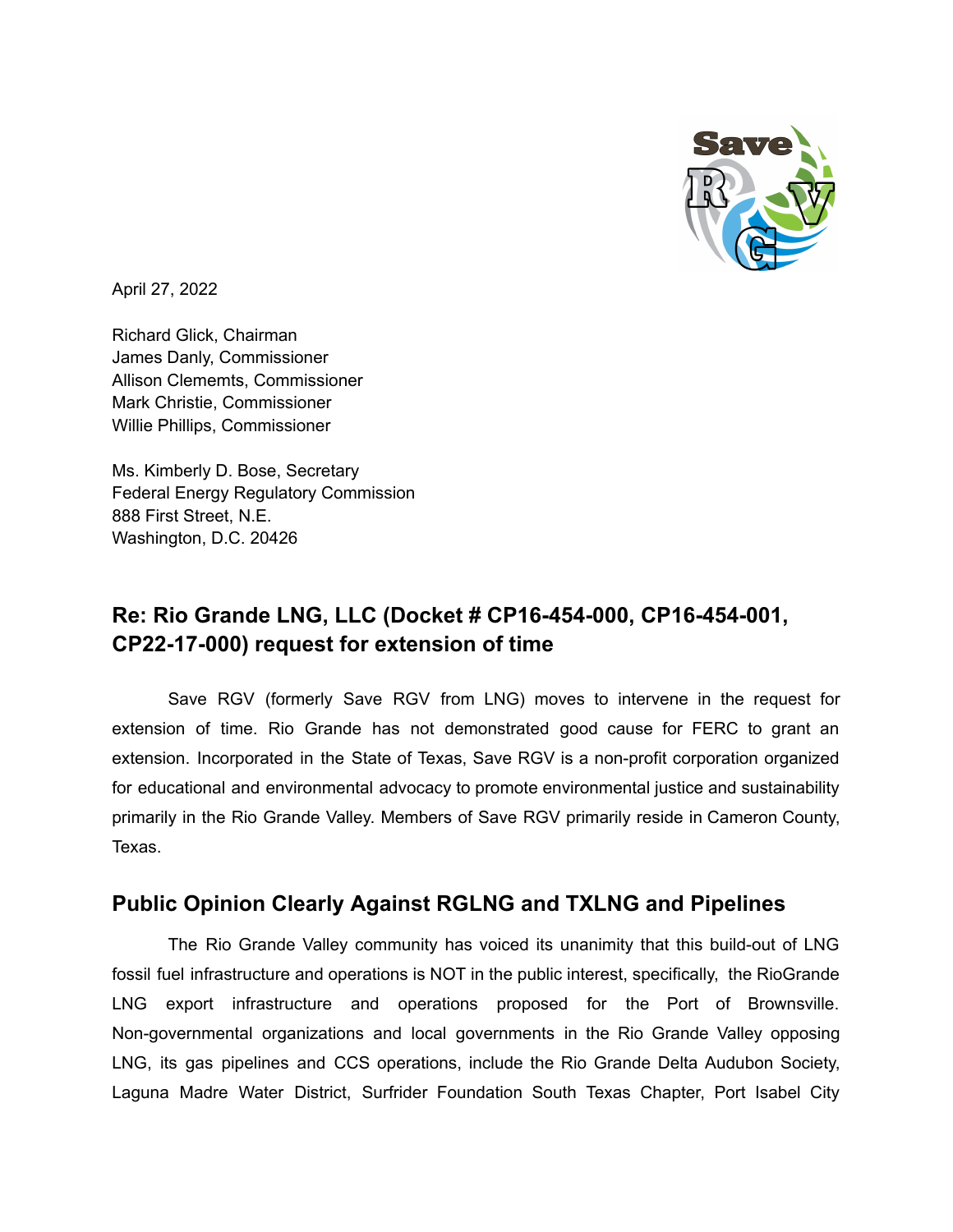April 27, 2022

Richard Glick, Chairman
James Danly, Commissioner
Allison Clememts, Commissioner
Mark Christie, Commissioner
Willie Phillips, Commissioner

Ms. Kimberly D. Bose, Secretary
Federal Energy Regulatory Commission
888 First Street, N.E.
Washington, D.C. 20426

## Re: Rio Grande LNG, LLC (Docket # CP16-454-000, CP16-454-001, CP22-17-000) request for extension of time

Save RGV (formerly Save RGV from LNG) moves to intervene in the request for extension of time. Rio Grande has not demonstrated good cause for FERC to grant an extension. Incorporated in the State of Texas, Save RGV is a non-profit corporation organized for educational and environmental advocacy to promote environmental justice and sustainability primarily in the Rio Grande Valley. Members of Save RGV primarily reside in Cameron County, Texas.

## Public Opinion Clearly Against RGLNG and TXLNG and Pipelines

The Rio Grande Valley community has voiced its unanimity that this build-out of LNG fossil fuel infrastructure and operations is NOT in the public interest, specifically, the RioGrande LNG export infrastructure and operations proposed for the Port of Brownsville. Non-governmental organizations and local governments in the Rio Grande Valley opposing LNG, its gas pipelines and CCS operations, include the Rio Grande Delta Audubon Society, Laguna Madre Water District, Surfrider Foundation South Texas Chapter, Port Isabel City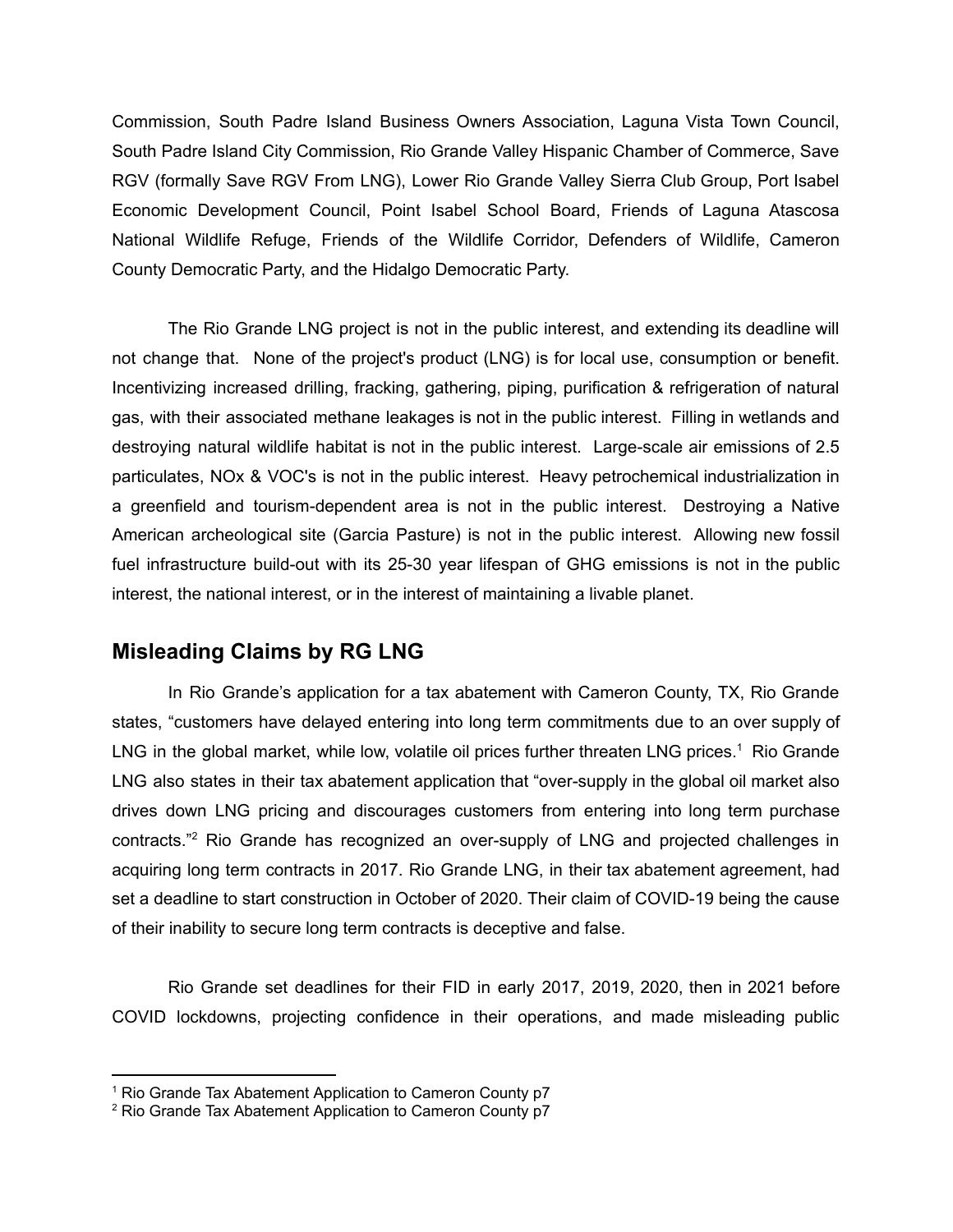Commission, South Padre Island Business Owners Association, Laguna Vista Town Council, South Padre Island City Commission, Rio Grande Valley Hispanic Chamber of Commerce, Save RGV (formally Save RGV From LNG), Lower Rio Grande Valley Sierra Club Group, Port Isabel Economic Development Council, Point Isabel School Board, Friends of Laguna Atascosa National Wildlife Refuge, Friends of the Wildlife Corridor, Defenders of Wildlife, Cameron County Democratic Party, and the Hidalgo Democratic Party.

The Rio Grande LNG project is not in the public interest, and extending its deadline will not change that. None of the project's product (LNG) is for local use, consumption or benefit. Incentivizing increased drilling, fracking, gathering, piping, purification & refrigeration of natural gas, with their associated methane leakages is not in the public interest. Filling in wetlands and destroying natural wildlife habitat is not in the public interest. Large-scale air emissions of 2.5 particulates, NOx & VOC's is not in the public interest. Heavy petrochemical industrialization in a greenfield and tourism-dependent area is not in the public interest. Destroying a Native American archeological site (Garcia Pasture) is not in the public interest. Allowing new fossil fuel infrastructure build-out with its 25-30 year lifespan of GHG emissions is not in the public interest, the national interest, or in the interest of maintaining a livable planet.

## Misleading Claims by RG LNG

In Rio Grande's application for a tax abatement with Cameron County, TX, Rio Grande states, "customers have delayed entering into long term commitments due to an over supply of LNG in the global market, while low, volatile oil prices further threaten LNG prices.[1] Rio Grande LNG also states in their tax abatement application that "over-supply in the global oil market also drives down LNG pricing and discourages customers from entering into long term purchase contracts."[2] Rio Grande has recognized an over-supply of LNG and projected challenges in acquiring long term contracts in 2017. Rio Grande LNG, in their tax abatement agreement, had set a deadline to start construction in October of 2020. Their claim of COVID-19 being the cause of their inability to secure long term contracts is deceptive and false.

Rio Grande set deadlines for their FID in early 2017, 2019, 2020, then in 2021 before COVID lockdowns, projecting confidence in their operations, and made misleading public

[1] Rio Grande Tax Abatement Application to Cameron County p7

[2] Rio Grande Tax Abatement Application to Cameron County p7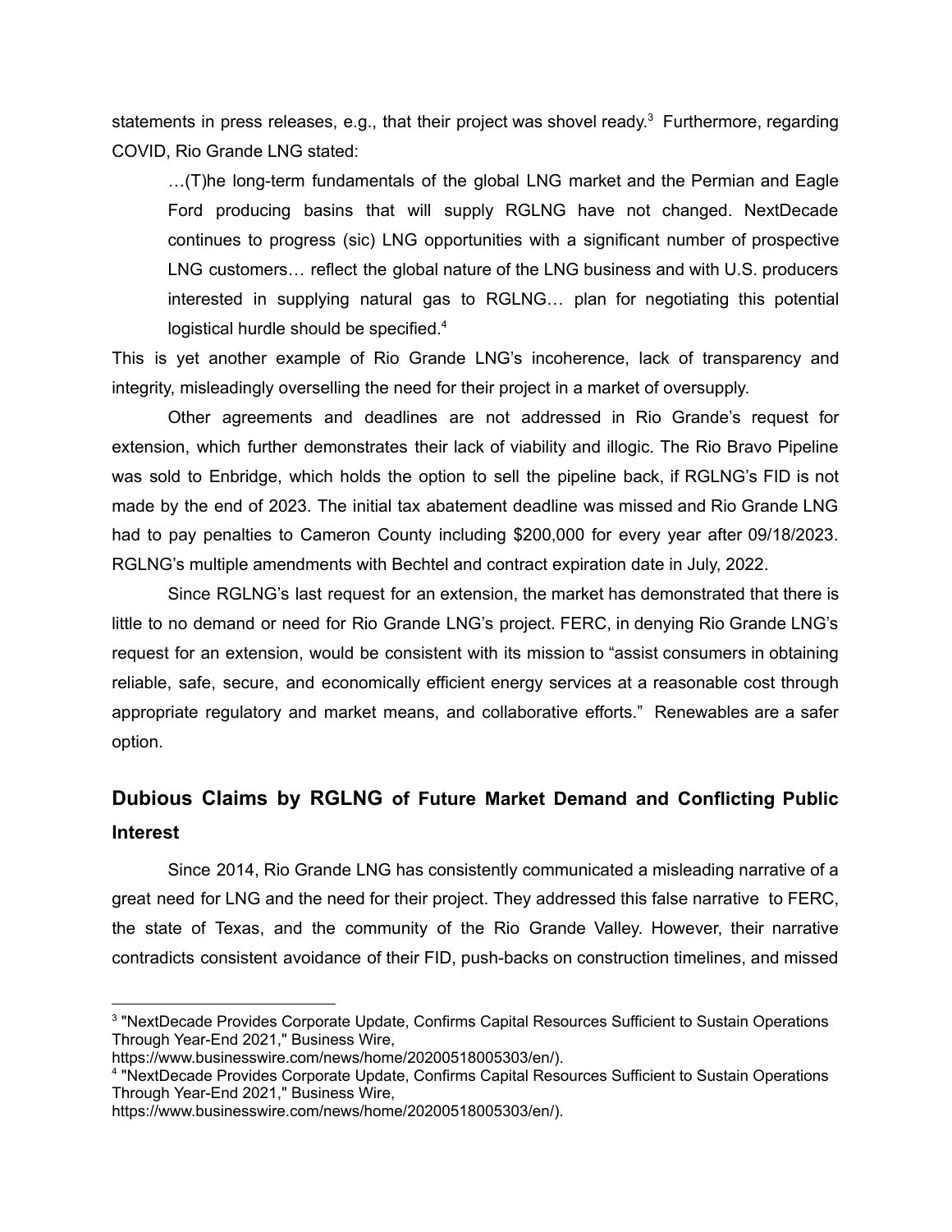statements in press releases, e.g., that their project was shovel ready.[3] Furthermore, regarding COVID, Rio Grande LNG stated:

> …(T)he long-term fundamentals of the global LNG market and the Permian and Eagle Ford producing basins that will supply RGLNG have not changed. NextDecade continues to progress (sic) LNG opportunities with a significant number of prospective LNG customers… reflect the global nature of the LNG business and with U.S. producers interested in supplying natural gas to RGLNG… plan for negotiating this potential logistical hurdle should be specified.[4]

This is yet another example of Rio Grande LNG's incoherence, lack of transparency and integrity, misleadingly overselling the need for their project in a market of oversupply.

Other agreements and deadlines are not addressed in Rio Grande's request for extension, which further demonstrates their lack of viability and illogic. The Rio Bravo Pipeline was sold to Enbridge, which holds the option to sell the pipeline back, if RGLNG's FID is not made by the end of 2023. The initial tax abatement deadline was missed and Rio Grande LNG had to pay penalties to Cameron County including $200,000 for every year after 09/18/2023. RGLNG's multiple amendments with Bechtel and contract expiration date in July, 2022.

Since RGLNG's last request for an extension, the market has demonstrated that there is little to no demand or need for Rio Grande LNG's project. FERC, in denying Rio Grande LNG's request for an extension, would be consistent with its mission to "assist consumers in obtaining reliable, safe, secure, and economically efficient energy services at a reasonable cost through appropriate regulatory and market means, and collaborative efforts." Renewables are a safer option.

## Dubious Claims by RGLNG of Future Market Demand and Conflicting Public Interest

Since 2014, Rio Grande LNG has consistently communicated a misleading narrative of a great need for LNG and the need for their project. They addressed this false narrative to FERC, the state of Texas, and the community of the Rio Grande Valley. However, their narrative contradicts consistent avoidance of their FID, push-backs on construction timelines, and missed

---

[3] "NextDecade Provides Corporate Update, Confirms Capital Resources Sufficient to Sustain Operations Through Year-End 2021," Business Wire, https://www.businesswire.com/news/home/20200518005303/en/).

[4] "NextDecade Provides Corporate Update, Confirms Capital Resources Sufficient to Sustain Operations Through Year-End 2021," Business Wire, https://www.businesswire.com/news/home/20200518005303/en/).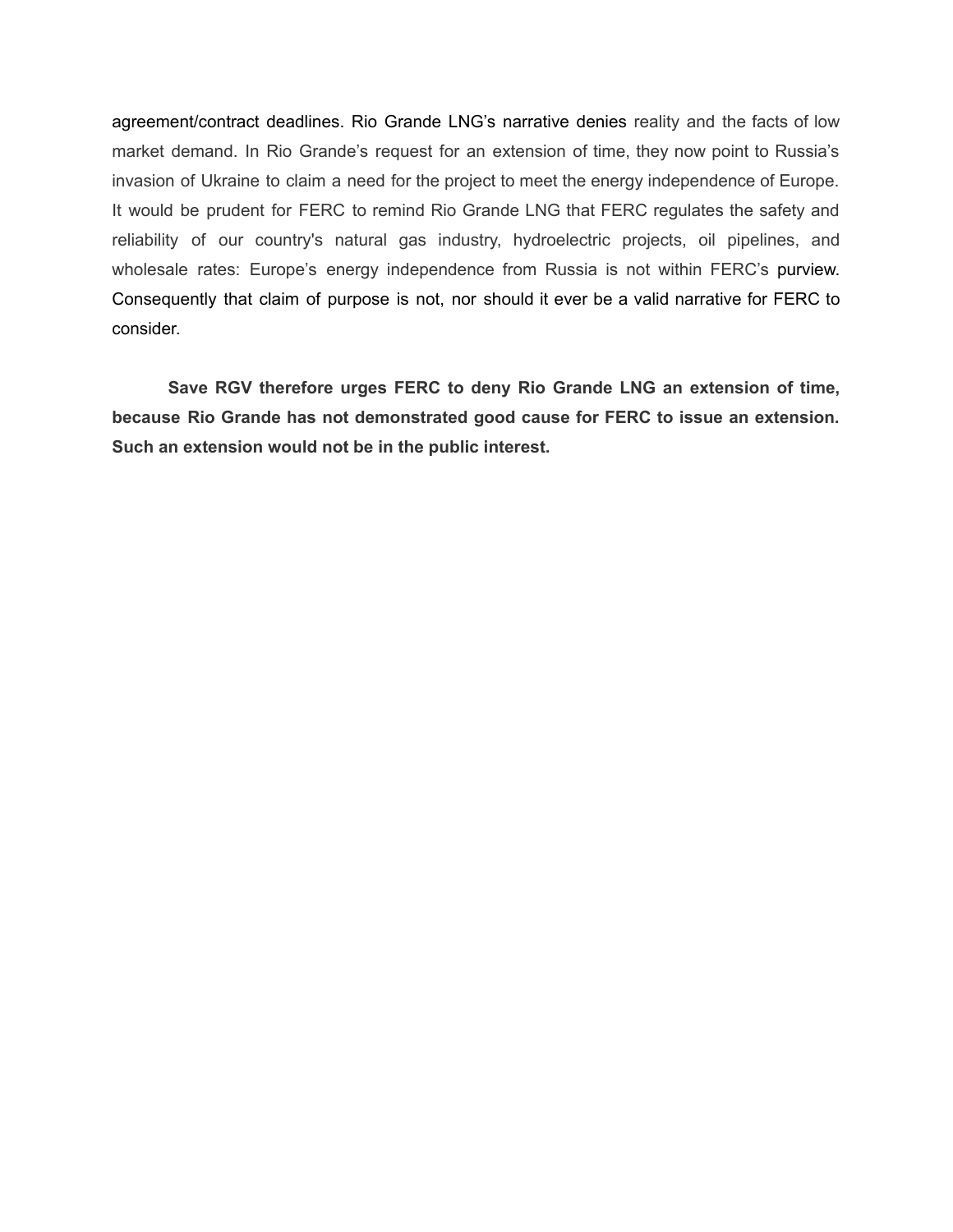agreement/contract deadlines. Rio Grande LNG's narrative denies reality and the facts of low market demand. In Rio Grande's request for an extension of time, they now point to Russia's invasion of Ukraine to claim a need for the project to meet the energy independence of Europe. It would be prudent for FERC to remind Rio Grande LNG that FERC regulates the safety and reliability of our country's natural gas industry, hydroelectric projects, oil pipelines, and wholesale rates: Europe's energy independence from Russia is not within FERC's purview. Consequently that claim of purpose is not, nor should it ever be a valid narrative for FERC to consider.

**Save RGV therefore urges FERC to deny Rio Grande LNG an extension of time, because Rio Grande has not demonstrated good cause for FERC to issue an extension. Such an extension would not be in the public interest.**